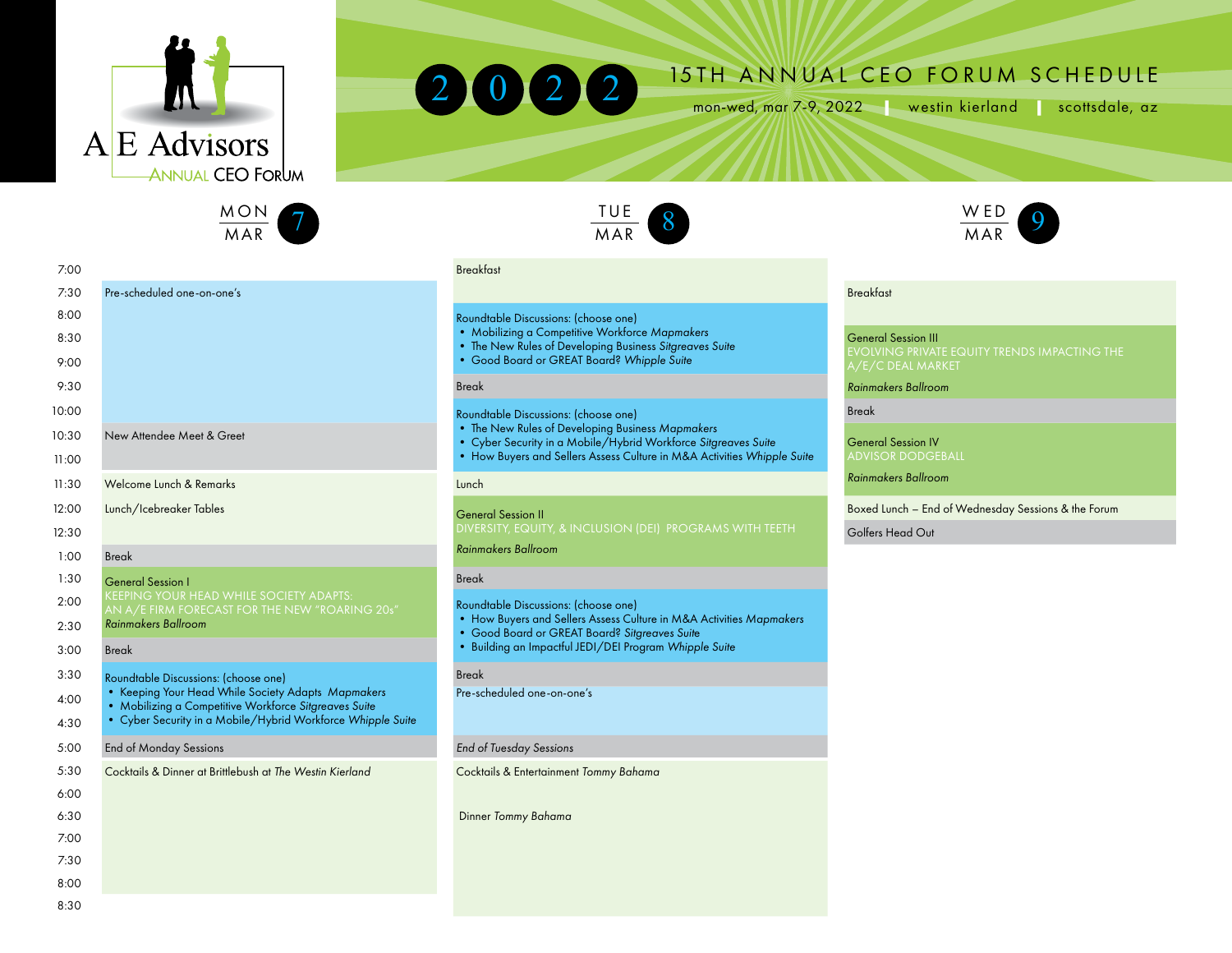A E Advisors

ANNUAL CEO FORUM

# 2022 15TH ANNUAL CEO FORUM SCHEDULE

mon-wed, mar 7-9, 2022 | westin kierland | scottsdale, az

## MON MAR 7

| Time | Event |
|---|---|
| 7:30 | Pre-scheduled one-on-one's |
| 10:30 | New Attendee Meet & Greet |
| 11:30 | Welcome Lunch & Remarks |
| 12:00 | Lunch/Icebreaker Tables |
| 1:00 | Break |
| 1:30 | General Session I<br>KEEPING YOUR HEAD WHILE SOCIETY ADAPTS: AN A/E FIRM FORECAST FOR THE NEW "ROARING 20s"<br>*Rainmakers Ballroom* |
| 3:00 | Break |
| 3:30 | Roundtable Discussions: (choose one)<br>• Keeping Your Head While Society Adapts *Mapmakers*<br>• Mobilizing a Competitive Workforce *Sitgreaves Suite*<br>• Cyber Security in a Mobile/Hybrid Workforce *Whipple Suite* |
| 5:00 | End of Monday Sessions |
| 5:30 | Cocktails & Dinner at Brittlebush at *The Westin Kierland* |

## TUE MAR 8

| Time | Event |
|---|---|
| 7:00 | Breakfast |
| 8:00 | Roundtable Discussions: (choose one)<br>• Mobilizing a Competitive Workforce *Mapmakers*<br>• The New Rules of Developing Business *Sitgreaves Suite*<br>• Good Board or GREAT Board? *Whipple Suite* |
| 9:30 | Break |
| 10:00 | Roundtable Discussions: (choose one)<br>• The New Rules of Developing Business *Mapmakers*<br>• Cyber Security in a Mobile/Hybrid Workforce *Sitgreaves Suite*<br>• How Buyers and Sellers Assess Culture in M&A Activities *Whipple Suite* |
| 11:30 | Lunch |
| 12:00 | General Session II<br>DIVERSITY, EQUITY, & INCLUSION (DEI) PROGRAMS WITH TEETH<br>*Rainmakers Ballroom* |
| 1:30 | Break |
| 2:00 | Roundtable Discussions: (choose one)<br>• How Buyers and Sellers Assess Culture in M&A Activities *Mapmakers*<br>• Good Board or GREAT Board? *Sitgreaves Suite*<br>• Building an Impactful JEDI/DEI Program *Whipple Suite* |
| 3:30 | Break |
| 3:30 | Pre-scheduled one-on-one's |
| 5:00 | *End of Tuesday Sessions* |
| 5:30 | Cocktails & Entertainment *Tommy Bahama* |
| 6:30 | Dinner *Tommy Bahama* |

## WED MAR 9

| Time | Event |
|---|---|
| 7:30 | Breakfast |
| 8:30 | General Session III<br>EVOLVING PRIVATE EQUITY TRENDS IMPACTING THE A/E/C DEAL MARKET<br>*Rainmakers Ballroom* |
| 10:00 | Break |
| 10:30 | General Session IV<br>ADVISOR DODGEBALL<br>*Rainmakers Ballroom* |
| 12:00 | Boxed Lunch – End of Wednesday Sessions & the Forum |
| 12:30 | Golfers Head Out |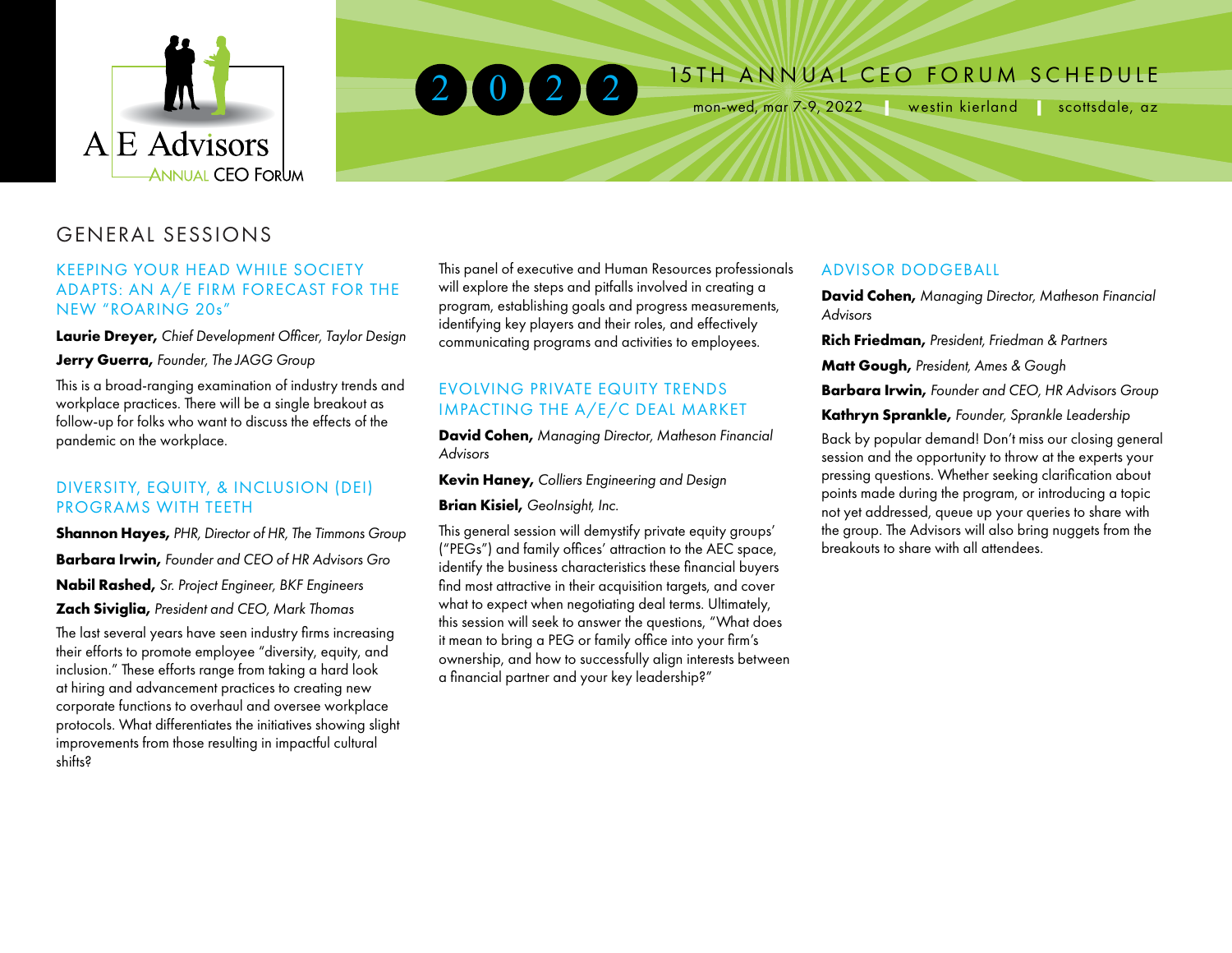A E Advisors ANNUAL CEO FORUM

2022

# 15TH ANNUAL CEO FORUM SCHEDULE

mon-wed, mar 7-9, 2022 | westin kierland | scottsdale, az

## GENERAL SESSIONS

### KEEPING YOUR HEAD WHILE SOCIETY ADAPTS: AN A/E FIRM FORECAST FOR THE NEW "ROARING 20s"

**Laurie Dreyer,** *Chief Development Officer, Taylor Design*

**Jerry Guerra,** *Founder, The JAGG Group*

This is a broad-ranging examination of industry trends and workplace practices. There will be a single breakout as follow-up for folks who want to discuss the effects of the pandemic on the workplace.

### DIVERSITY, EQUITY, & INCLUSION (DEI) PROGRAMS WITH TEETH

**Shannon Hayes,** *PHR, Director of HR, The Timmons Group*

**Barbara Irwin,** *Founder and CEO of HR Advisors Gro*

**Nabil Rashed,** *Sr. Project Engineer, BKF Engineers*

**Zach Siviglia,** *President and CEO, Mark Thomas*

The last several years have seen industry firms increasing their efforts to promote employee "diversity, equity, and inclusion." These efforts range from taking a hard look at hiring and advancement practices to creating new corporate functions to overhaul and oversee workplace protocols. What differentiates the initiatives showing slight improvements from those resulting in impactful cultural shifts?

This panel of executive and Human Resources professionals will explore the steps and pitfalls involved in creating a program, establishing goals and progress measurements, identifying key players and their roles, and effectively communicating programs and activities to employees.

### EVOLVING PRIVATE EQUITY TRENDS IMPACTING THE A/E/C DEAL MARKET

**David Cohen,** *Managing Director, Matheson Financial Advisors*

**Kevin Haney,** *Colliers Engineering and Design*

**Brian Kisiel,** *GeoInsight, Inc.*

This general session will demystify private equity groups' ("PEGs") and family offices' attraction to the AEC space, identify the business characteristics these financial buyers find most attractive in their acquisition targets, and cover what to expect when negotiating deal terms. Ultimately, this session will seek to answer the questions, "What does it mean to bring a PEG or family office into your firm's ownership, and how to successfully align interests between a financial partner and your key leadership?"

### ADVISOR DODGEBALL

**David Cohen,** *Managing Director, Matheson Financial Advisors*

**Rich Friedman,** *President, Friedman & Partners*

**Matt Gough,** *President, Ames & Gough*

**Barbara Irwin,** *Founder and CEO, HR Advisors Group*

**Kathryn Sprankle,** *Founder, Sprankle Leadership*

Back by popular demand! Don't miss our closing general session and the opportunity to throw at the experts your pressing questions. Whether seeking clarification about points made during the program, or introducing a topic not yet addressed, queue up your queries to share with the group. The Advisors will also bring nuggets from the breakouts to share with all attendees.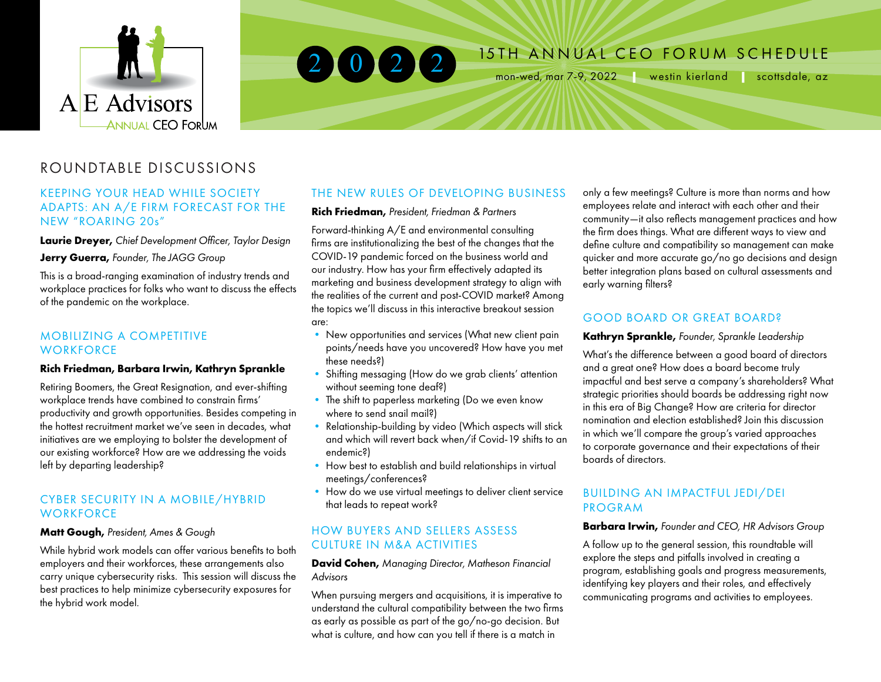A E Advisors
ANNUAL CEO FORUM

2 0 2 2

15TH ANNUAL CEO FORUM SCHEDULE

mon-wed, mar 7-9, 2022 | westin kierland | scottsdale, az

# ROUNDTABLE DISCUSSIONS

## KEEPING YOUR HEAD WHILE SOCIETY ADAPTS: AN A/E FIRM FORECAST FOR THE NEW "ROARING 20s"

**Laurie Dreyer,** *Chief Development Officer, Taylor Design*

**Jerry Guerra,** *Founder, The JAGG Group*

This is a broad-ranging examination of industry trends and workplace practices for folks who want to discuss the effects of the pandemic on the workplace.

## MOBILIZING A COMPETITIVE WORKFORCE

**Rich Friedman, Barbara Irwin, Kathryn Sprankle**

Retiring Boomers, the Great Resignation, and ever-shifting workplace trends have combined to constrain firms' productivity and growth opportunities. Besides competing in the hottest recruitment market we've seen in decades, what initiatives are we employing to bolster the development of our existing workforce? How are we addressing the voids left by departing leadership?

## CYBER SECURITY IN A MOBILE/HYBRID WORKFORCE

**Matt Gough,** *President, Ames & Gough*

While hybrid work models can offer various benefits to both employers and their workforces, these arrangements also carry unique cybersecurity risks. This session will discuss the best practices to help minimize cybersecurity exposures for the hybrid work model.

## THE NEW RULES OF DEVELOPING BUSINESS

**Rich Friedman,** *President, Friedman & Partners*

Forward-thinking A/E and environmental consulting firms are institutionalizing the best of the changes that the COVID-19 pandemic forced on the business world and our industry. How has your firm effectively adapted its marketing and business development strategy to align with the realities of the current and post-COVID market? Among the topics we'll discuss in this interactive breakout session are:

- New opportunities and services (What new client pain points/needs have you uncovered? How have you met these needs?)
- Shifting messaging (How do we grab clients' attention without seeming tone deaf?)
- The shift to paperless marketing (Do we even know where to send snail mail?)
- Relationship-building by video (Which aspects will stick and which will revert back when/if Covid-19 shifts to an endemic?)
- How best to establish and build relationships in virtual meetings/conferences?
- How do we use virtual meetings to deliver client service that leads to repeat work?

## HOW BUYERS AND SELLERS ASSESS CULTURE IN M&A ACTIVITIES

**David Cohen,** *Managing Director, Matheson Financial Advisors*

When pursuing mergers and acquisitions, it is imperative to understand the cultural compatibility between the two firms as early as possible as part of the go/no-go decision. But what is culture, and how can you tell if there is a match in only a few meetings? Culture is more than norms and how employees relate and interact with each other and their community—it also reflects management practices and how the firm does things. What are different ways to view and define culture and compatibility so management can make quicker and more accurate go/no go decisions and design better integration plans based on cultural assessments and early warning filters?

## GOOD BOARD OR GREAT BOARD?

**Kathryn Sprankle,** *Founder, Sprankle Leadership*

What's the difference between a good board of directors and a great one? How does a board become truly impactful and best serve a company's shareholders? What strategic priorities should boards be addressing right now in this era of Big Change? How are criteria for director nomination and election established? Join this discussion in which we'll compare the group's varied approaches to corporate governance and their expectations of their boards of directors.

## BUILDING AN IMPACTFUL JEDI/DEI PROGRAM

**Barbara Irwin,** *Founder and CEO, HR Advisors Group*

A follow up to the general session, this roundtable will explore the steps and pitfalls involved in creating a program, establishing goals and progress measurements, identifying key players and their roles, and effectively communicating programs and activities to employees.